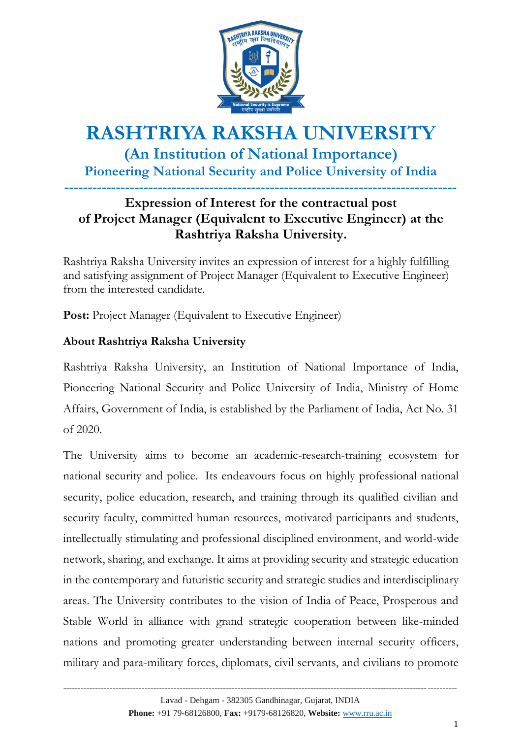# RASHTRIYA RAKSHA UNIVERSITY

## (An Institution of National Importance)

### Pioneering National Security and Police University of India

---

## Expression of Interest for the contractual post of Project Manager (Equivalent to Executive Engineer) at the Rashtriya Raksha University.

Rashtriya Raksha University invites an expression of interest for a highly fulfilling and satisfying assignment of Project Manager (Equivalent to Executive Engineer) from the interested candidate.

**Post:** Project Manager (Equivalent to Executive Engineer)

**About Rashtriya Raksha University**

Rashtriya Raksha University, an Institution of National Importance of India, Pioneering National Security and Police University of India, Ministry of Home Affairs, Government of India, is established by the Parliament of India, Act No. 31 of 2020.

The University aims to become an academic-research-training ecosystem for national security and police. Its endeavours focus on highly professional national security, police education, research, and training through its qualified civilian and security faculty, committed human resources, motivated participants and students, intellectually stimulating and professional disciplined environment, and world-wide network, sharing, and exchange. It aims at providing security and strategic education in the contemporary and futuristic security and strategic studies and interdisciplinary areas. The University contributes to the vision of India of Peace, Prosperous and Stable World in alliance with grand strategic cooperation between like-minded nations and promoting greater understanding between internal security officers, military and para-military forces, diplomats, civil servants, and civilians to promote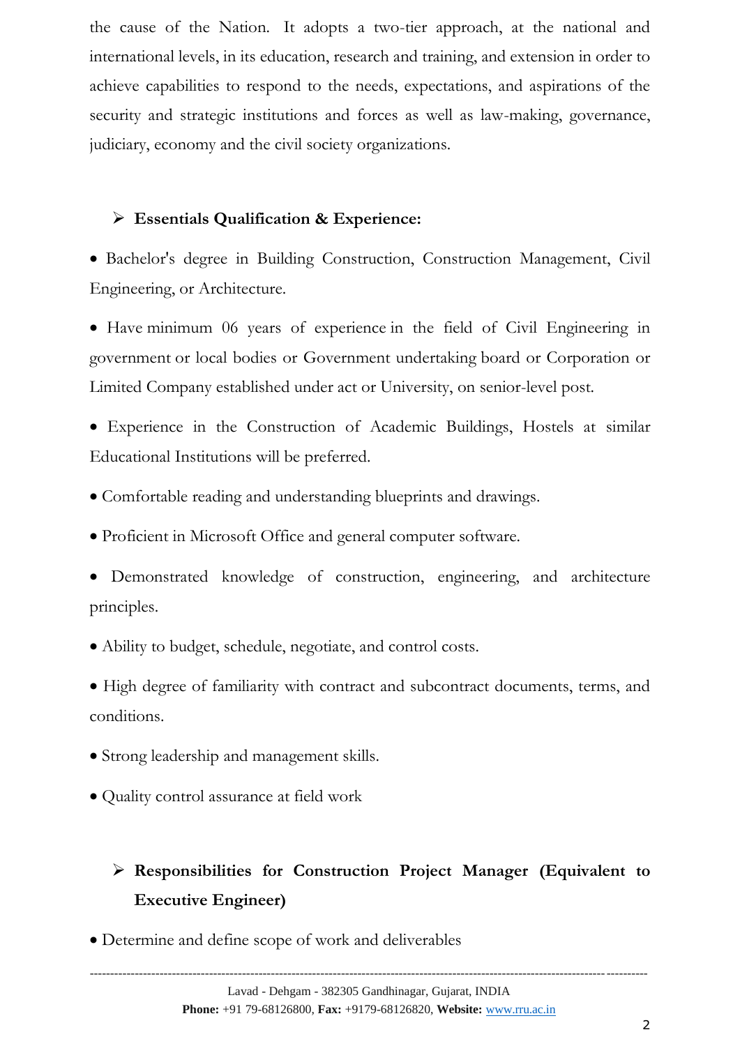the cause of the Nation. It adopts a two-tier approach, at the national and international levels, in its education, research and training, and extension in order to achieve capabilities to respond to the needs, expectations, and aspirations of the security and strategic institutions and forces as well as law-making, governance, judiciary, economy and the civil society organizations.

- **Essentials Qualification & Experience:**

- Bachelor's degree in Building Construction, Construction Management, Civil Engineering, or Architecture.
- Have minimum 06 years of experience in the field of Civil Engineering in government or local bodies or Government undertaking board or Corporation or Limited Company established under act or University, on senior-level post.
- Experience in the Construction of Academic Buildings, Hostels at similar Educational Institutions will be preferred.
- Comfortable reading and understanding blueprints and drawings.
- Proficient in Microsoft Office and general computer software.
- Demonstrated knowledge of construction, engineering, and architecture principles.
- Ability to budget, schedule, negotiate, and control costs.
- High degree of familiarity with contract and subcontract documents, terms, and conditions.
- Strong leadership and management skills.
- Quality control assurance at field work

- **Responsibilities for Construction Project Manager (Equivalent to Executive Engineer)**

- Determine and define scope of work and deliverables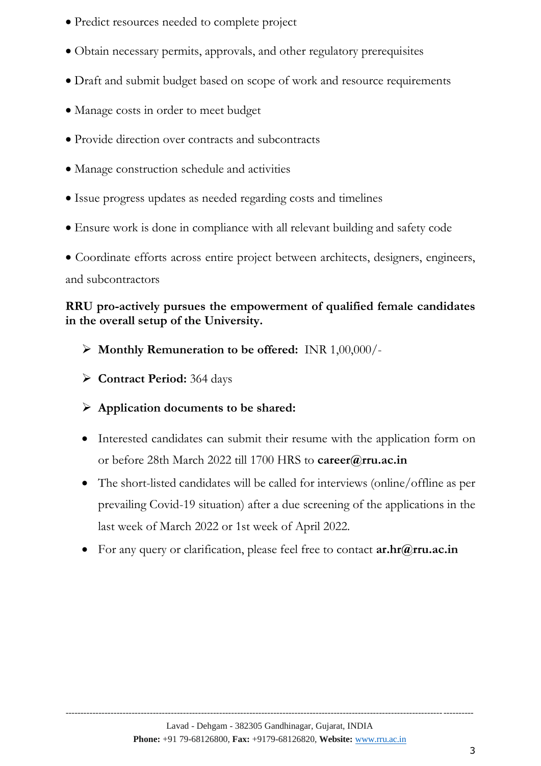- Predict resources needed to complete project
- Obtain necessary permits, approvals, and other regulatory prerequisites
- Draft and submit budget based on scope of work and resource requirements
- Manage costs in order to meet budget
- Provide direction over contracts and subcontracts
- Manage construction schedule and activities
- Issue progress updates as needed regarding costs and timelines
- Ensure work is done in compliance with all relevant building and safety code
- Coordinate efforts across entire project between architects, designers, engineers, and subcontractors

**RRU pro-actively pursues the empowerment of qualified female candidates in the overall setup of the University.**

- **Monthly Remuneration to be offered:** INR 1,00,000/-
- **Contract Period:** 364 days
- **Application documents to be shared:**

- Interested candidates can submit their resume with the application form on or before 28th March 2022 till 1700 HRS to **career@rru.ac.in**
- The short-listed candidates will be called for interviews (online/offline as per prevailing Covid-19 situation) after a due screening of the applications in the last week of March 2022 or 1st week of April 2022.
- For any query or clarification, please feel free to contact **ar.hr@rru.ac.in**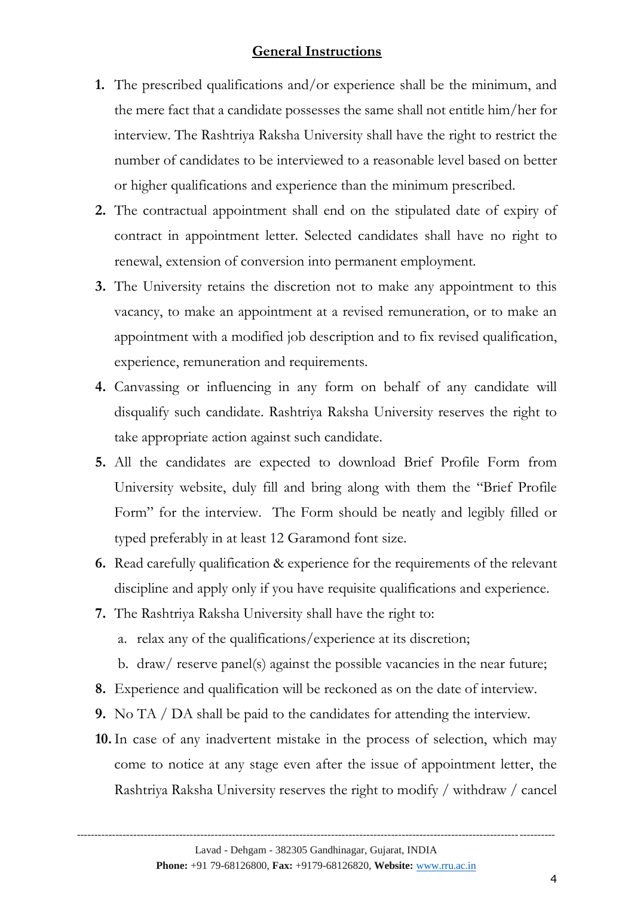## General Instructions

1. The prescribed qualifications and/or experience shall be the minimum, and the mere fact that a candidate possesses the same shall not entitle him/her for interview. The Rashtriya Raksha University shall have the right to restrict the number of candidates to be interviewed to a reasonable level based on better or higher qualifications and experience than the minimum prescribed.
2. The contractual appointment shall end on the stipulated date of expiry of contract in appointment letter. Selected candidates shall have no right to renewal, extension of conversion into permanent employment.
3. The University retains the discretion not to make any appointment to this vacancy, to make an appointment at a revised remuneration, or to make an appointment with a modified job description and to fix revised qualification, experience, remuneration and requirements.
4. Canvassing or influencing in any form on behalf of any candidate will disqualify such candidate. Rashtriya Raksha University reserves the right to take appropriate action against such candidate.
5. All the candidates are expected to download Brief Profile Form from University website, duly fill and bring along with them the "Brief Profile Form" for the interview. The Form should be neatly and legibly filled or typed preferably in at least 12 Garamond font size.
6. Read carefully qualification & experience for the requirements of the relevant discipline and apply only if you have requisite qualifications and experience.
7. The Rashtriya Raksha University shall have the right to:
   a. relax any of the qualifications/experience at its discretion;
   b. draw/ reserve panel(s) against the possible vacancies in the near future;
8. Experience and qualification will be reckoned as on the date of interview.
9. No TA / DA shall be paid to the candidates for attending the interview.
10. In case of any inadvertent mistake in the process of selection, which may come to notice at any stage even after the issue of appointment letter, the Rashtriya Raksha University reserves the right to modify / withdraw / cancel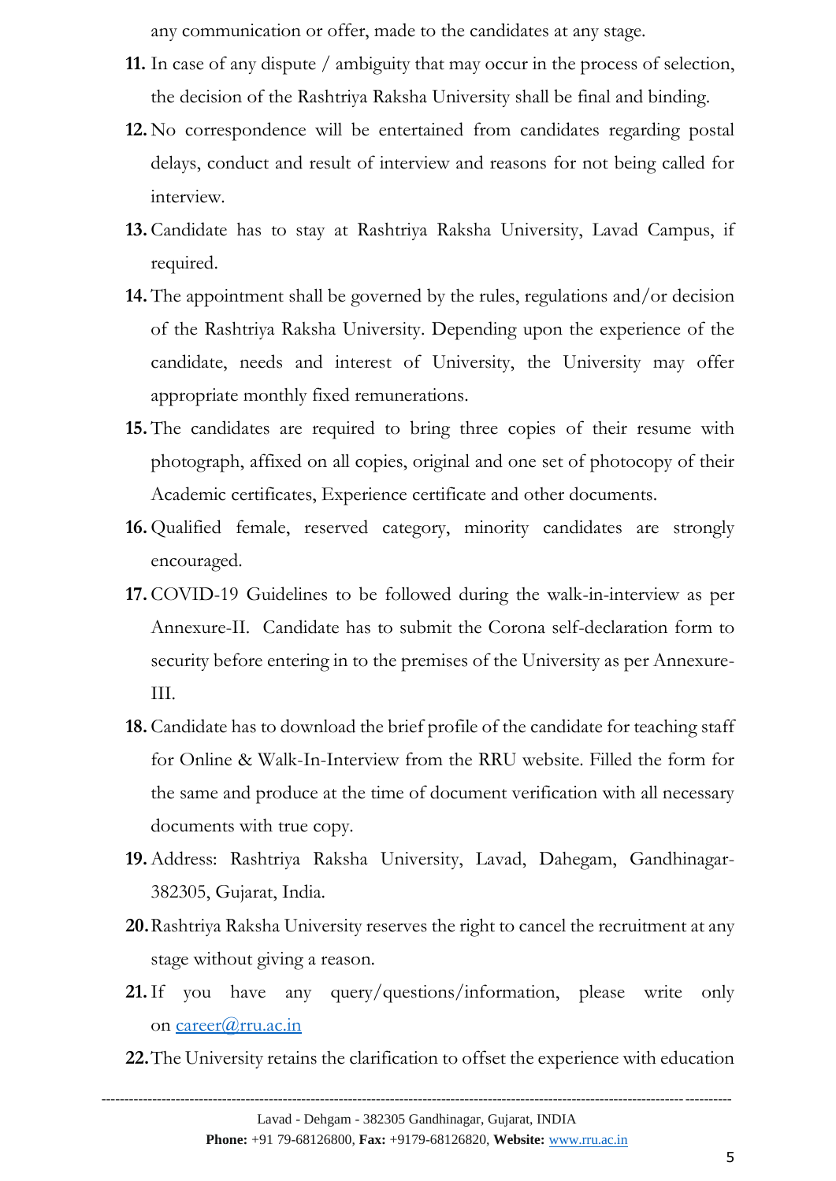any communication or offer, made to the candidates at any stage.

11. In case of any dispute / ambiguity that may occur in the process of selection, the decision of the Rashtriya Raksha University shall be final and binding.
12. No correspondence will be entertained from candidates regarding postal delays, conduct and result of interview and reasons for not being called for interview.
13. Candidate has to stay at Rashtriya Raksha University, Lavad Campus, if required.
14. The appointment shall be governed by the rules, regulations and/or decision of the Rashtriya Raksha University. Depending upon the experience of the candidate, needs and interest of University, the University may offer appropriate monthly fixed remunerations.
15. The candidates are required to bring three copies of their resume with photograph, affixed on all copies, original and one set of photocopy of their Academic certificates, Experience certificate and other documents.
16. Qualified female, reserved category, minority candidates are strongly encouraged.
17. COVID-19 Guidelines to be followed during the walk-in-interview as per Annexure-II. Candidate has to submit the Corona self-declaration form to security before entering in to the premises of the University as per Annexure-III.
18. Candidate has to download the brief profile of the candidate for teaching staff for Online & Walk-In-Interview from the RRU website. Filled the form for the same and produce at the time of document verification with all necessary documents with true copy.
19. Address: Rashtriya Raksha University, Lavad, Dahegam, Gandhinagar-382305, Gujarat, India.
20. Rashtriya Raksha University reserves the right to cancel the recruitment at any stage without giving a reason.
21. If you have any query/questions/information, please write only on career@rru.ac.in
22. The University retains the clarification to offset the experience with education

Lavad - Dehgam - 382305 Gandhinagar, Gujarat, INDIA
**Phone:** +91 79-68126800, **Fax:** +9179-68126820, **Website:** www.rru.ac.in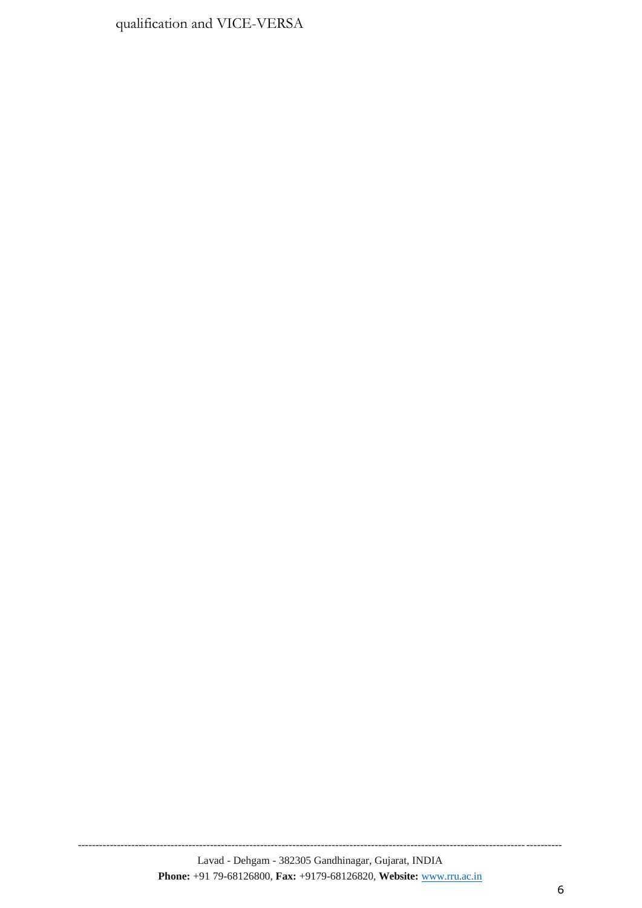qualification and VICE-VERSA